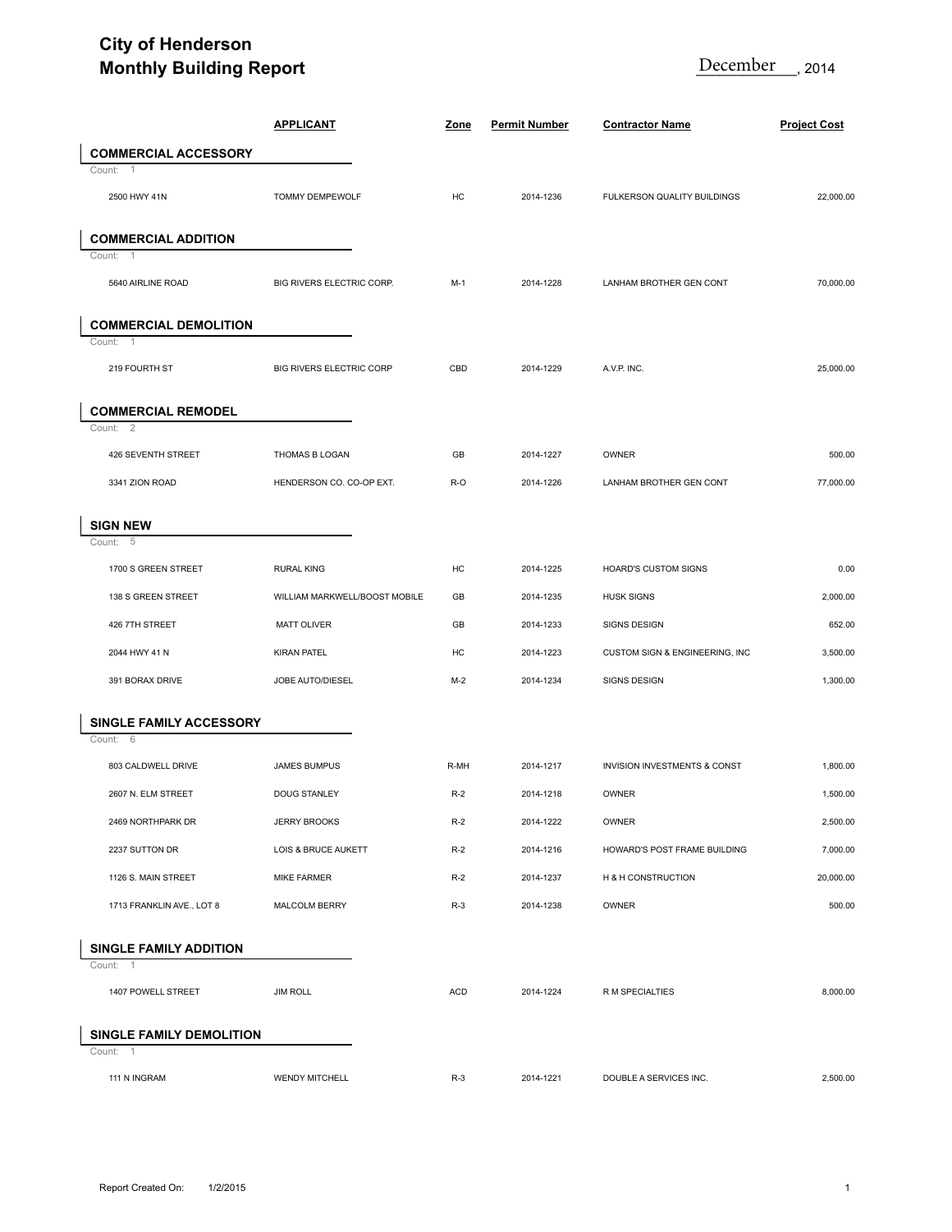# City of Henderson
## Monthly Building Report

December, 2014

| | APPLICANT | Zone | Permit Number | Contractor Name | Project Cost |
|---|---|---|---|---|---|
| **COMMERCIAL ACCESSORY** | | | | | |
| Count: 1 | | | | | |
| 2500 HWY 41N | TOMMY DEMPEWOLF | HC | 2014-1236 | FULKERSON QUALITY BUILDINGS | 22,000.00 |
| **COMMERCIAL ADDITION** | | | | | |
| Count: 1 | | | | | |
| 5640 AIRLINE ROAD | BIG RIVERS ELECTRIC CORP. | M-1 | 2014-1228 | LANHAM BROTHER GEN CONT | 70,000.00 |
| **COMMERCIAL DEMOLITION** | | | | | |
| Count: 1 | | | | | |
| 219 FOURTH ST | BIG RIVERS ELECTRIC CORP | CBD | 2014-1229 | A.V.P. INC. | 25,000.00 |
| **COMMERCIAL REMODEL** | | | | | |
| Count: 2 | | | | | |
| 426 SEVENTH STREET | THOMAS B LOGAN | GB | 2014-1227 | OWNER | 500.00 |
| 3341 ZION ROAD | HENDERSON CO. CO-OP EXT. | R-O | 2014-1226 | LANHAM BROTHER GEN CONT | 77,000.00 |
| **SIGN NEW** | | | | | |
| Count: 5 | | | | | |
| 1700 S GREEN STREET | RURAL KING | HC | 2014-1225 | HOARD'S CUSTOM SIGNS | 0.00 |
| 138 S GREEN STREET | WILLIAM MARKWELL/BOOST MOBILE | GB | 2014-1235 | HUSK SIGNS | 2,000.00 |
| 426 7TH STREET | MATT OLIVER | GB | 2014-1233 | SIGNS DESIGN | 652.00 |
| 2044 HWY 41 N | KIRAN PATEL | HC | 2014-1223 | CUSTOM SIGN & ENGINEERING, INC | 3,500.00 |
| 391 BORAX DRIVE | JOBE AUTO/DIESEL | M-2 | 2014-1234 | SIGNS DESIGN | 1,300.00 |
| **SINGLE FAMILY ACCESSORY** | | | | | |
| Count: 6 | | | | | |
| 803 CALDWELL DRIVE | JAMES BUMPUS | R-MH | 2014-1217 | INVISION INVESTMENTS & CONST | 1,800.00 |
| 2607 N. ELM STREET | DOUG STANLEY | R-2 | 2014-1218 | OWNER | 1,500.00 |
| 2469 NORTHPARK DR | JERRY BROOKS | R-2 | 2014-1222 | OWNER | 2,500.00 |
| 2237 SUTTON DR | LOIS & BRUCE AUKETT | R-2 | 2014-1216 | HOWARD'S POST FRAME BUILDING | 7,000.00 |
| 1126 S. MAIN STREET | MIKE FARMER | R-2 | 2014-1237 | H & H CONSTRUCTION | 20,000.00 |
| 1713 FRANKLIN AVE., LOT 8 | MALCOLM BERRY | R-3 | 2014-1238 | OWNER | 500.00 |
| **SINGLE FAMILY ADDITION** | | | | | |
| Count: 1 | | | | | |
| 1407 POWELL STREET | JIM ROLL | ACD | 2014-1224 | R M SPECIALTIES | 8,000.00 |
| **SINGLE FAMILY DEMOLITION** | | | | | |
| Count: 1 | | | | | |
| 111 N INGRAM | WENDY MITCHELL | R-3 | 2014-1221 | DOUBLE A SERVICES INC. | 2,500.00 |

Report Created On: 1/2/2015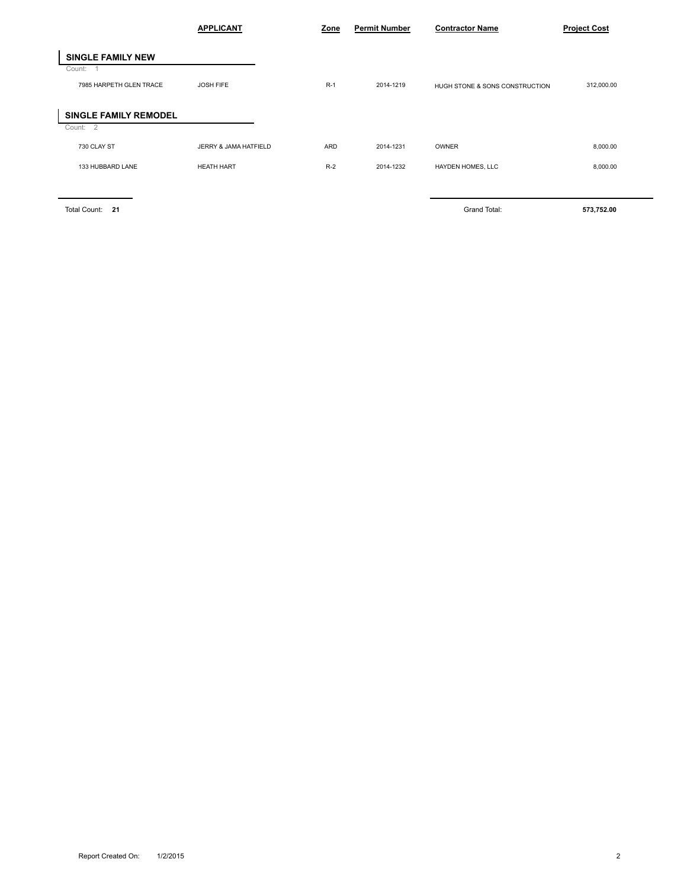| | APPLICANT | Zone | Permit Number | Contractor Name | Project Cost |
|---|---|---|---|---|---|
| **SINGLE FAMILY NEW** | | | | | |
| Count: 1 | | | | | |
| 7985 HARPETH GLEN TRACE | JOSH FIFE | R-1 | 2014-1219 | HUGH STONE & SONS CONSTRUCTION | 312,000.00 |
| **SINGLE FAMILY REMODEL** | | | | | |
| Count: 2 | | | | | |
| 730 CLAY ST | JERRY & JAMA HATFIELD | ARD | 2014-1231 | OWNER | 8,000.00 |
| 133 HUBBARD LANE | HEATH HART | R-2 | 2014-1232 | HAYDEN HOMES, LLC | 8,000.00 |

Total Count: **21**

Grand Total: **573,752.00**

Report Created On: 1/2/2015